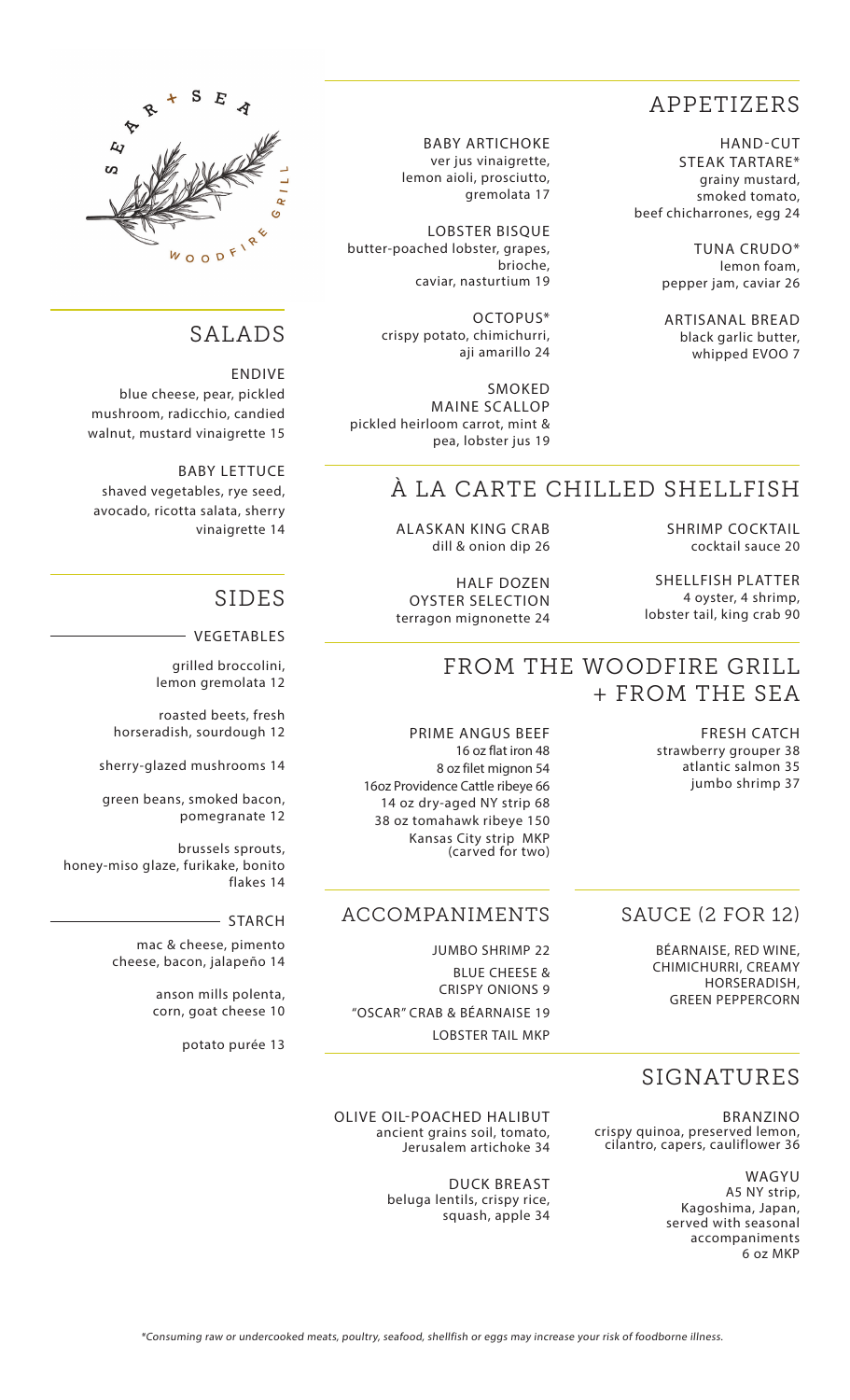SEA + SEA WOODFIRE GRILL

## APPETIZERS

BABY ARTICHOKE
ver jus vinaigrette, lemon aioli, prosciutto, gremolata 17

LOBSTER BISQUE
butter-poached lobster, grapes, brioche, caviar, nasturtium 19

OCTOPUS*
crispy potato, chimichurri, aji amarillo 24

SMOKED MAINE SCALLOP
pickled heirloom carrot, mint & pea, lobster jus 19

HAND-CUT STEAK TARTARE*
grainy mustard, smoked tomato, beef chicharrones, egg 24

TUNA CRUDO*
lemon foam, pepper jam, caviar 26

ARTISANAL BREAD
black garlic butter, whipped EVOO 7

## SALADS

ENDIVE
blue cheese, pear, pickled mushroom, radicchio, candied walnut, mustard vinaigrette 15

BABY LETTUCE
shaved vegetables, rye seed, avocado, ricotta salata, sherry vinaigrette 14

## À LA CARTE CHILLED SHELLFISH

ALASKAN KING CRAB
dill & onion dip 26

HALF DOZEN OYSTER SELECTION
terragon mignonette 24

SHRIMP COCKTAIL
cocktail sauce 20

SHELLFISH PLATTER
4 oyster, 4 shrimp, lobster tail, king crab 90

## SIDES

### VEGETABLES

grilled broccolini, lemon gremolata 12

roasted beets, fresh horseradish, sourdough 12

sherry-glazed mushrooms 14

green beans, smoked bacon, pomegranate 12

brussels sprouts, honey-miso glaze, furikake, bonito flakes 14

### STARCH

mac & cheese, pimento cheese, bacon, jalapeño 14

anson mills polenta, corn, goat cheese 10

potato purée 13

## FROM THE WOODFIRE GRILL + FROM THE SEA

PRIME ANGUS BEEF
16 oz flat iron 48
8 oz filet mignon 54
16oz Providence Cattle ribeye 66
14 oz dry-aged NY strip 68
38 oz tomahawk ribeye 150
Kansas City strip MKP (carved for two)

FRESH CATCH
strawberry grouper 38
atlantic salmon 35
jumbo shrimp 37

## ACCOMPANIMENTS

JUMBO SHRIMP 22
BLUE CHEESE & CRISPY ONIONS 9
"OSCAR" CRAB & BÉARNAISE 19
LOBSTER TAIL MKP

## SAUCE (2 FOR 12)

BÉARNAISE, RED WINE, CHIMICHURRI, CREAMY HORSERADISH, GREEN PEPPERCORN

## SIGNATURES

OLIVE OIL-POACHED HALIBUT
ancient grains soil, tomato, Jerusalem artichoke 34

DUCK BREAST
beluga lentils, crispy rice, squash, apple 34

BRANZINO
crispy quinoa, preserved lemon, cilantro, capers, cauliflower 36

WAGYU
A5 NY strip, Kagoshima, Japan, served with seasonal accompaniments
6 oz MKP

*Consuming raw or undercooked meats, poultry, seafood, shellfish or eggs may increase your risk of foodborne illness.*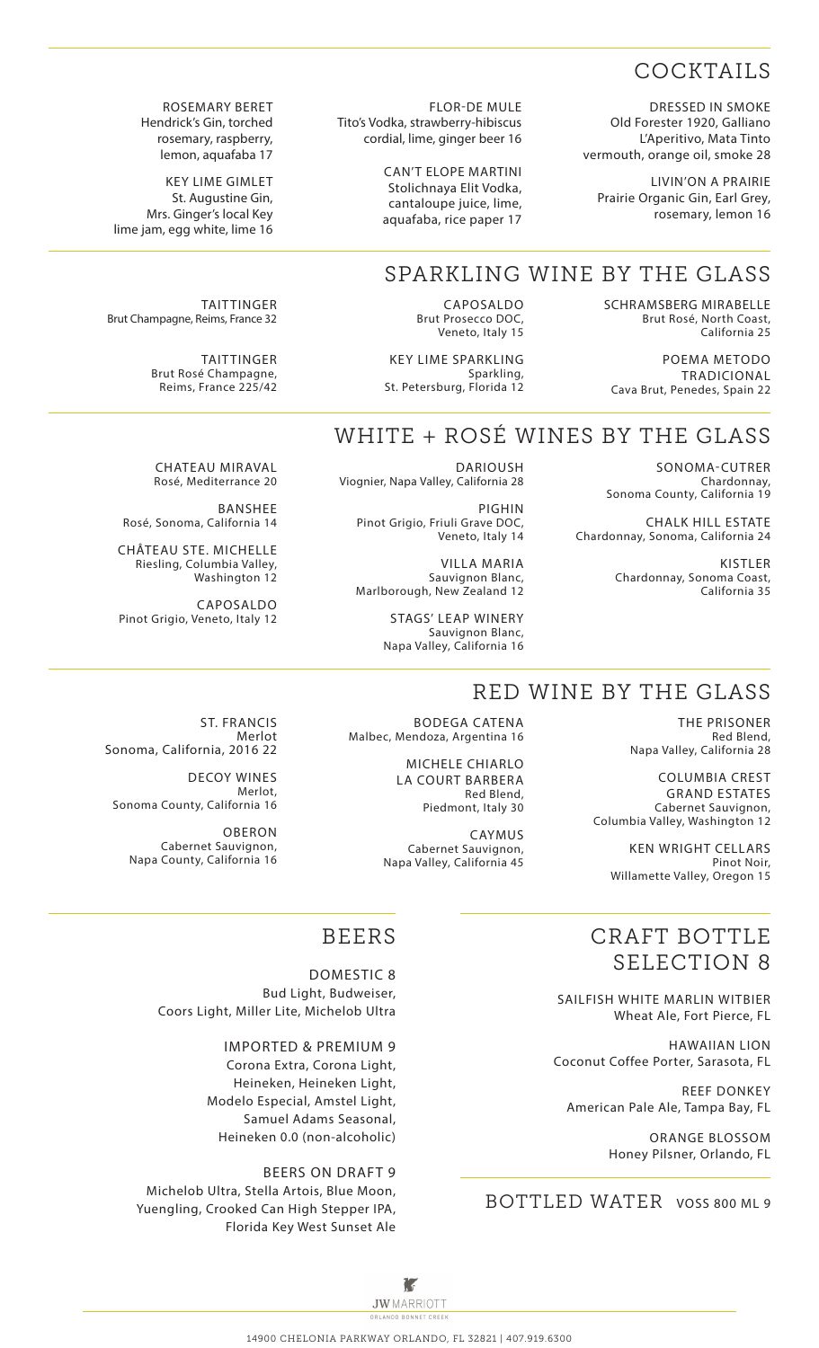## COCKTAILS

ROSEMARY BERET
Hendrick's Gin, torched rosemary, raspberry, lemon, aquafaba 17

KEY LIME GIMLET
St. Augustine Gin, Mrs. Ginger's local Key lime jam, egg white, lime 16

FLOR-DE MULE
Tito's Vodka, strawberry-hibiscus cordial, lime, ginger beer 16

CAN'T ELOPE MARTINI
Stolichnaya Elit Vodka, cantaloupe juice, lime, aquafaba, rice paper 17

DRESSED IN SMOKE
Old Forester 1920, Galliano L'Aperitivo, Mata Tinto vermouth, orange oil, smoke 28

LIVIN'ON A PRAIRIE
Prairie Organic Gin, Earl Grey, rosemary, lemon 16

## SPARKLING WINE BY THE GLASS

TAITTINGER
Brut Champagne, Reims, France 32

TAITTINGER
Brut Rosé Champagne, Reims, France 225/42

CAPOSALDO
Brut Prosecco DOC, Veneto, Italy 15

KEY LIME SPARKLING
Sparkling, St. Petersburg, Florida 12

SCHRAMSBERG MIRABELLE
Brut Rosé, North Coast, California 25

POEMA METODO TRADICIONAL
Cava Brut, Penedes, Spain 22

## WHITE + ROSÉ WINES BY THE GLASS

CHATEAU MIRAVAL
Rosé, Mediterrance 20

BANSHEE
Rosé, Sonoma, California 14

CHÂTEAU STE. MICHELLE
Riesling, Columbia Valley, Washington 12

CAPOSALDO
Pinot Grigio, Veneto, Italy 12

DARIOUSH
Viognier, Napa Valley, California 28

PIGHIN
Pinot Grigio, Friuli Grave DOC, Veneto, Italy 14

VILLA MARIA
Sauvignon Blanc, Marlborough, New Zealand 12

STAGS' LEAP WINERY
Sauvignon Blanc, Napa Valley, California 16

SONOMA-CUTRER
Chardonnay, Sonoma County, California 19

CHALK HILL ESTATE
Chardonnay, Sonoma, California 24

KISTLER
Chardonnay, Sonoma Coast, California 35

## RED WINE BY THE GLASS

ST. FRANCIS
Merlot
Sonoma, California, 2016 22

DECOY WINES
Merlot, Sonoma County, California 16

OBERON
Cabernet Sauvignon, Napa County, California 16

BODEGA CATENA
Malbec, Mendoza, Argentina 16

MICHELE CHIARLO LA COURT BARBERA
Red Blend, Piedmont, Italy 30

CAYMUS
Cabernet Sauvignon, Napa Valley, California 45

THE PRISONER
Red Blend, Napa Valley, California 28

COLUMBIA CREST GRAND ESTATES
Cabernet Sauvignon, Columbia Valley, Washington 12

KEN WRIGHT CELLARS
Pinot Noir, Willamette Valley, Oregon 15

## BEERS

DOMESTIC 8
Bud Light, Budweiser, Coors Light, Miller Lite, Michelob Ultra

IMPORTED & PREMIUM 9
Corona Extra, Corona Light, Heineken, Heineken Light, Modelo Especial, Amstel Light, Samuel Adams Seasonal, Heineken 0.0 (non-alcoholic)

BEERS ON DRAFT 9
Michelob Ultra, Stella Artois, Blue Moon, Yuengling, Crooked Can High Stepper IPA, Florida Key West Sunset Ale

## CRAFT BOTTLE SELECTION 8

SAILFISH WHITE MARLIN WITBIER
Wheat Ale, Fort Pierce, FL

HAWAIIAN LION
Coconut Coffee Porter, Sarasota, FL

REEF DONKEY
American Pale Ale, Tampa Bay, FL

ORANGE BLOSSOM
Honey Pilsner, Orlando, FL

## BOTTLED WATER VOSS 800 ML 9

JW MARRIOTT
ORLANDO BONNET CREEK

14900 CHELONIA PARKWAY ORLANDO, FL 32821 | 407.919.6300